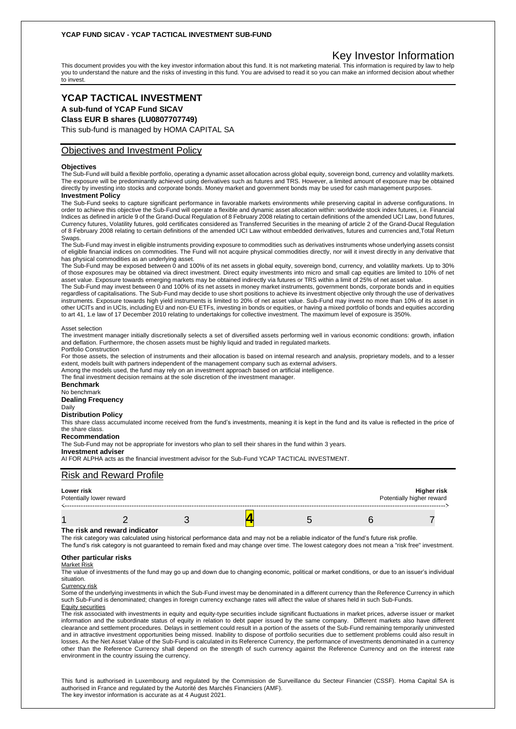**YCAP FUND SICAV - YCAP TACTICAL INVESTMENT SUB-FUND**

# Key Investor Information

This document provides you with the key investor information about this fund. It is not marketing material. This information is required by law to help you to understand the nature and the risks of investing in this fund. You are advised to read it so you can make an informed decision about whether to invest.

## YCAP TACTICAL INVESTMENT

**A sub-fund of YCAP Fund SICAV**

**Class EUR B shares (LU0807707749)**

This sub-fund is managed by HOMA CAPITAL SA

## Objectives and Investment Policy

**Objectives**

The Sub-Fund will build a flexible portfolio, operating a dynamic asset allocation across global equity, sovereign bond, currency and volatility markets. The exposure will be predominantly achieved using derivatives such as futures and TRS. However, a limited amount of exposure may be obtained directly by investing into stocks and corporate bonds. Money market and government bonds may be used for cash management purposes.

**Investment Policy**

The Sub-Fund seeks to capture significant performance in favorable markets environments while preserving capital in adverse configurations. In order to achieve this objective the Sub-Fund will operate a flexible and dynamic asset allocation within: worldwide stock index futures, i.e. Financial Indices as defined in article 9 of the Grand-Ducal Regulation of 8 February 2008 relating to certain definitions of the amended UCI Law, bond futures, Currency futures, Volatility futures, gold certificates considered as Transferred Securities in the meaning of article 2 of the Grand-Ducal Regulation of 8 February 2008 relating to certain definitions of the amended UCI Law without embedded derivatives, futures and currencies and,Total Return Swaps.

The Sub-Fund may invest in eligible instruments providing exposure to commodities such as derivatives instruments whose underlying assets consist of eligible financial indices on commodities. The Fund will not acquire physical commodities directly, nor will it invest directly in any derivative that has physical commodities as an underlying asset.

The Sub-Fund may be exposed between 0 and 100% of its net assets in global equity, sovereign bond, currency, and volatility markets. Up to 30% of those exposures may be obtained via direct investment. Direct equity investments into micro and small cap equities are limited to 10% of net asset value. Exposure towards emerging markets may be obtained indirectly via futures or TRS within a limit of 25% of net asset value.

The Sub-Fund may invest between 0 and 100% of its net assets in money market instruments, government bonds, corporate bonds and in equities regardless of capitalisations. The Sub-Fund may decide to use short positions to achieve its investment objective only through the use of derivatives instruments. Exposure towards high yield instruments is limited to 20% of net asset value. Sub-Fund may invest no more than 10% of its asset in other UCITs and in UCIs, including EU and non-EU ETFs, investing in bonds or equities, or having a mixed portfolio of bonds and equities according to art 41, 1.e law of 17 December 2010 relating to undertakings for collective investment. The maximum level of exposure is 350%.

Asset selection

The investment manager initially discretionally selects a set of diversified assets performing well in various economic conditions: growth, inflation and deflation. Furthermore, the chosen assets must be highly liquid and traded in regulated markets.

Portfolio Construction

For those assets, the selection of instruments and their allocation is based on internal research and analysis, proprietary models, and to a lesser extent, models built with partners independent of the management company such as external advisers.

Among the models used, the fund may rely on an investment approach based on artificial intelligence.

The final investment decision remains at the sole discretion of the investment manager.

**Benchmark**

No benchmark

**Dealing Frequency**

Daily

**Distribution Policy**

This share class accumulated income received from the fund's investments, meaning it is kept in the fund and its value is reflected in the price of the share class.

**Recommendation**

The Sub-Fund may not be appropriate for investors who plan to sell their shares in the fund within 3 years.

**Investment adviser**

AI FOR ALPHA acts as the financial investment advisor for the Sub-Fund YCAP TACTICAL INVESTMENT.

## Risk and Reward Profile

| **Lower risk** Potentially lower reward | | | | | | **Higher risk** Potentially higher reward |
|---|---|---|---|---|---|---|
| 1 | 2 | 3 | **4** | 5 | 6 | 7 |

**The risk and reward indicator**

The risk category was calculated using historical performance data and may not be a reliable indicator of the fund's future risk profile.

The fund's risk category is not guaranteed to remain fixed and may change over time. The lowest category does not mean a "risk free" investment.

**Other particular risks**

Market Risk

The value of investments of the fund may go up and down due to changing economic, political or market conditions, or due to an issuer's individual situation.

Currency risk

Some of the underlying investments in which the Sub-Fund invest may be denominated in a different currency than the Reference Currency in which such Sub-Fund is denominated; changes in foreign currency exchange rates will affect the value of shares held in such Sub-Funds.

Equity securities

The risk associated with investments in equity and equity-type securities include significant fluctuations in market prices, adverse issuer or market information and the subordinate status of equity in relation to debt paper issued by the same company. Different markets also have different clearance and settlement procedures. Delays in settlement could result in a portion of the assets of the Sub-Fund remaining temporarily uninvested and in attractive investment opportunities being missed. Inability to dispose of portfolio securities due to settlement problems could also result in losses. As the Net Asset Value of the Sub-Fund is calculated in its Reference Currency, the performance of investments denominated in a currency other than the Reference Currency shall depend on the strength of such currency against the Reference Currency and on the interest rate environment in the country issuing the currency.

This fund is authorised in Luxembourg and regulated by the Commission de Surveillance du Secteur Financier (CSSF). Homa Capital SA is authorised in France and regulated by the Autorité des Marchés Financiers (AMF).

The key investor information is accurate as at 4 August 2021.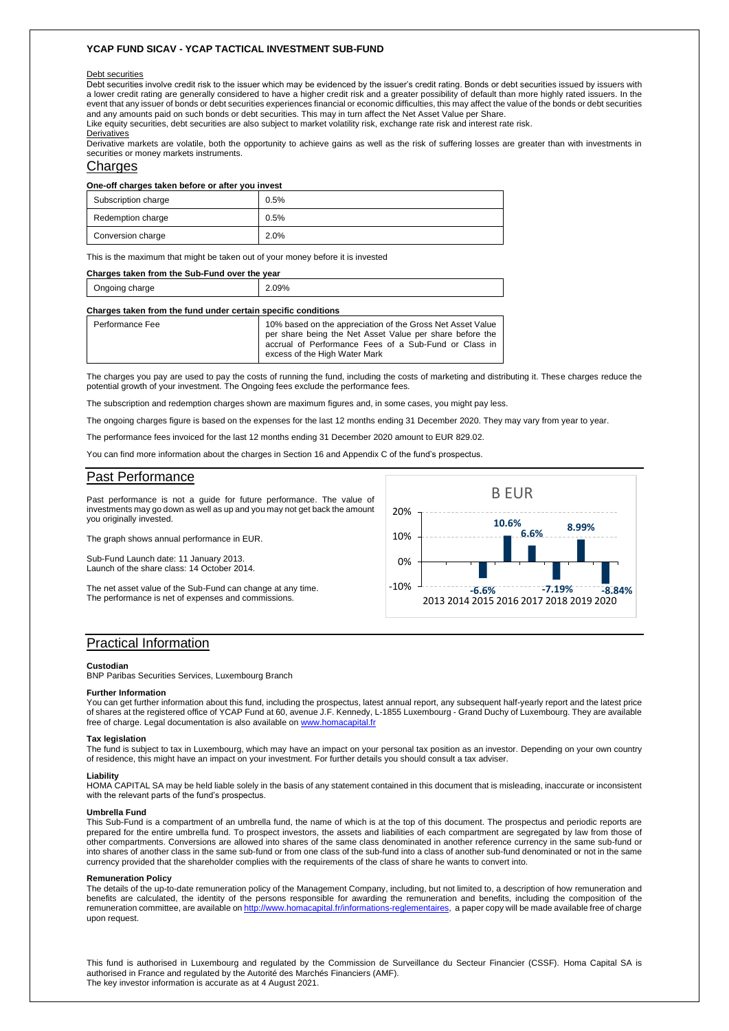**YCAP FUND SICAV - YCAP TACTICAL INVESTMENT SUB-FUND**

Debt securities

Debt securities involve credit risk to the issuer which may be evidenced by the issuer's credit rating. Bonds or debt securities issued by issuers with a lower credit rating are generally considered to have a higher credit risk and a greater possibility of default than more highly rated issuers. In the event that any issuer of bonds or debt securities experiences financial or economic difficulties, this may affect the value of the bonds or debt securities and any amounts paid on such bonds or debt securities. This may in turn affect the Net Asset Value per Share.

Like equity securities, debt securities are also subject to market volatility risk, exchange rate risk and interest rate risk.

Derivatives

Derivative markets are volatile, both the opportunity to achieve gains as well as the risk of suffering losses are greater than with investments in securities or money markets instruments.

## Charges

**One-off charges taken before or after you invest**

| | |
|---|---|
| Subscription charge | 0.5% |
| Redemption charge | 0.5% |
| Conversion charge | 2.0% |

This is the maximum that might be taken out of your money before it is invested

**Charges taken from the Sub-Fund over the year**

| | |
|---|---|
| Ongoing charge | 2.09% |

**Charges taken from the fund under certain specific conditions**

| | |
|---|---|
| Performance Fee | 10% based on the appreciation of the Gross Net Asset Value per share being the Net Asset Value per share before the accrual of Performance Fees of a Sub-Fund or Class in excess of the High Water Mark |

The charges you pay are used to pay the costs of running the fund, including the costs of marketing and distributing it. These charges reduce the potential growth of your investment. The Ongoing fees exclude the performance fees.

The subscription and redemption charges shown are maximum figures and, in some cases, you might pay less.

The ongoing charges figure is based on the expenses for the last 12 months ending 31 December 2020. They may vary from year to year.

The performance fees invoiced for the last 12 months ending 31 December 2020 amount to EUR 829.02.

You can find more information about the charges in Section 16 and Appendix C of the fund's prospectus.

## Past Performance

Past performance is not a guide for future performance. The value of investments may go down as well as up and you may not get back the amount you originally invested.

The graph shows annual performance in EUR.

Sub-Fund Launch date: 11 January 2013.
Launch of the share class: 14 October 2014.

The net asset value of the Sub-Fund can change at any time.
The performance is net of expenses and commissions.

B EUR

20%
10%
0%
-10%

-6.6%
10.6%
6.6%
-7.19%
8.99%
-8.84%

2013 2014 2015 2016 2017 2018 2019 2020

## Practical Information

**Custodian**

BNP Paribas Securities Services, Luxembourg Branch

**Further Information**

You can get further information about this fund, including the prospectus, latest annual report, any subsequent half-yearly report and the latest price of shares at the registered office of YCAP Fund at 60, avenue J.F. Kennedy, L-1855 Luxembourg - Grand Duchy of Luxembourg. They are available free of charge. Legal documentation is also available on www.homacapital.fr

**Tax legislation**

The fund is subject to tax in Luxembourg, which may have an impact on your personal tax position as an investor. Depending on your own country of residence, this might have an impact on your investment. For further details you should consult a tax adviser.

**Liability**

HOMA CAPITAL SA may be held liable solely in the basis of any statement contained in this document that is misleading, inaccurate or inconsistent with the relevant parts of the fund's prospectus.

**Umbrella Fund**

This Sub-Fund is a compartment of an umbrella fund, the name of which is at the top of this document. The prospectus and periodic reports are prepared for the entire umbrella fund. To prospect investors, the assets and liabilities of each compartment are segregated by law from those of other compartments. Conversions are allowed into shares of the same class denominated in another reference currency in the same sub-fund or into shares of another class in the same sub-fund or from one class of the sub-fund into a class of another sub-fund denominated or not in the same currency provided that the shareholder complies with the requirements of the class of share he wants to convert into.

**Remuneration Policy**

The details of the up-to-date remuneration policy of the Management Company, including, but not limited to, a description of how remuneration and benefits are calculated, the identity of the persons responsible for awarding the remuneration and benefits, including the composition of the remuneration committee, are available on http://www.homacapital.fr/informations-reglementaires, a paper copy will be made available free of charge upon request.

This fund is authorised in Luxembourg and regulated by the Commission de Surveillance du Secteur Financier (CSSF). Homa Capital SA is authorised in France and regulated by the Autorité des Marchés Financiers (AMF).
The key investor information is accurate as at 4 August 2021.